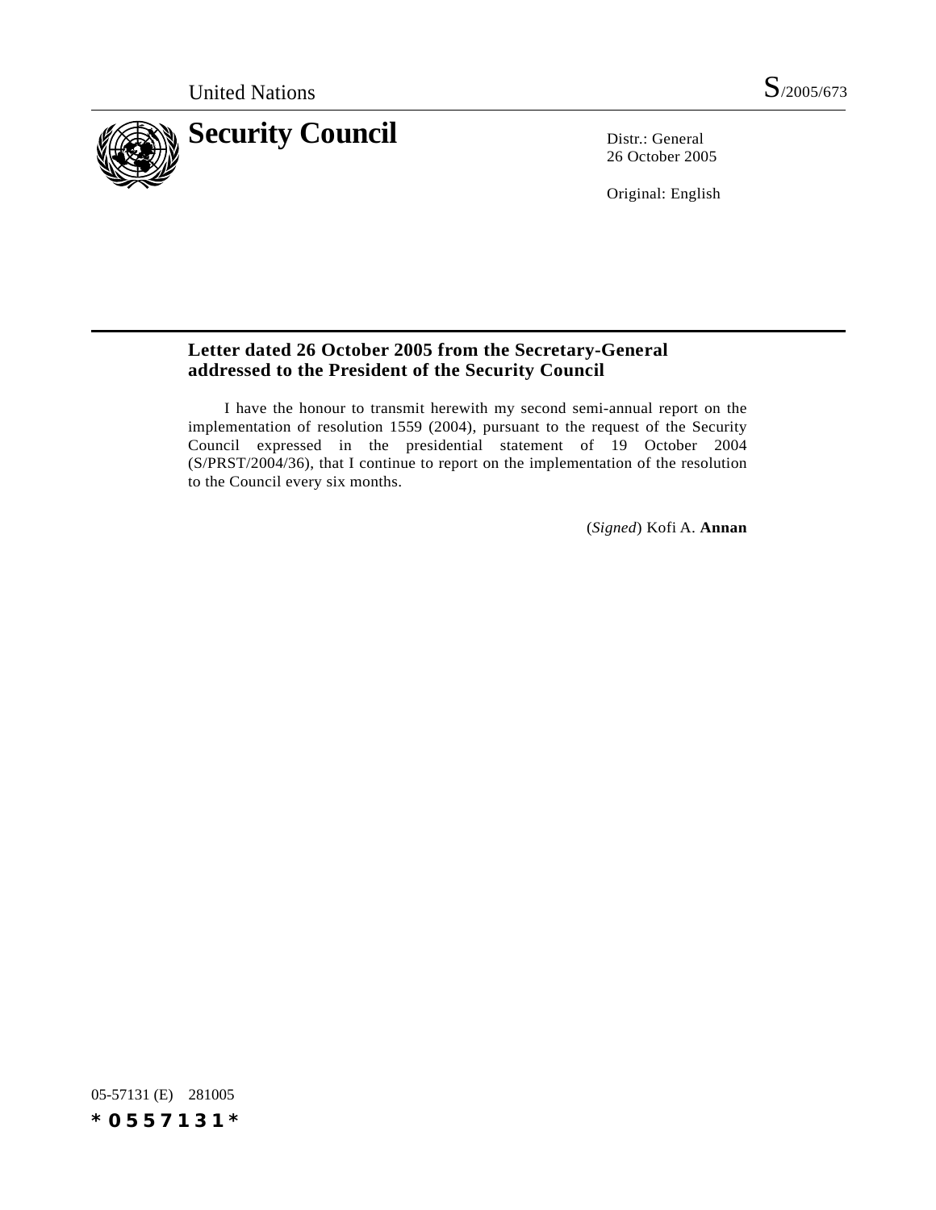United Nations S/2005/673

# Security Council

Distr.: General
26 October 2005

Original: English

## Letter dated 26 October 2005 from the Secretary-General addressed to the President of the Security Council

I have the honour to transmit herewith my second semi-annual report on the implementation of resolution 1559 (2004), pursuant to the request of the Security Council expressed in the presidential statement of 19 October 2004 (S/PRST/2004/36), that I continue to report on the implementation of the resolution to the Council every six months.

(*Signed*) Kofi A. **Annan**

05-57131 (E) 281005

*0557131*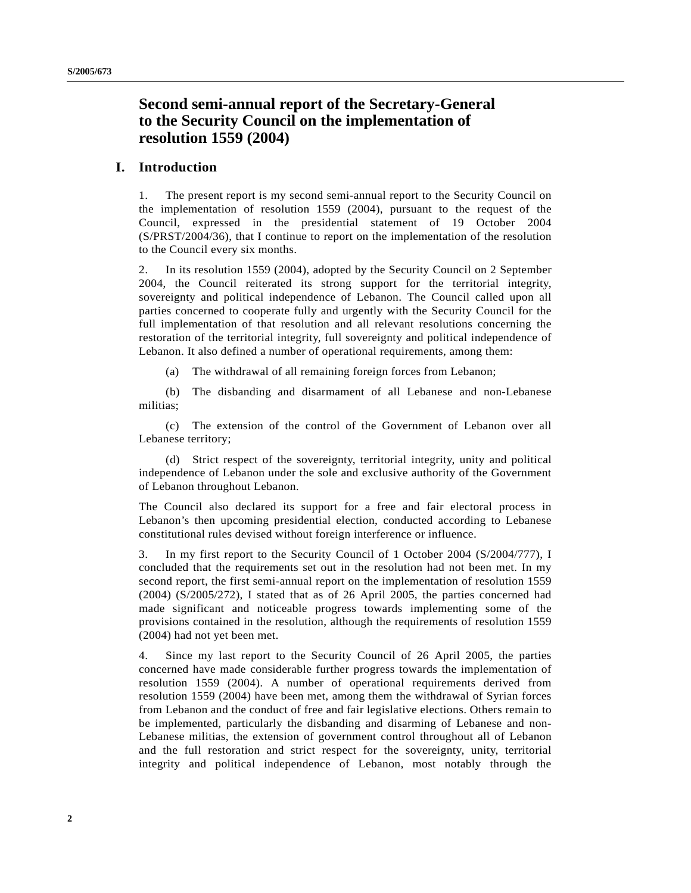# Second semi-annual report of the Secretary-General to the Security Council on the implementation of resolution 1559 (2004)

## I. Introduction

1. The present report is my second semi-annual report to the Security Council on the implementation of resolution 1559 (2004), pursuant to the request of the Council, expressed in the presidential statement of 19 October 2004 (S/PRST/2004/36), that I continue to report on the implementation of the resolution to the Council every six months.

2. In its resolution 1559 (2004), adopted by the Security Council on 2 September 2004, the Council reiterated its strong support for the territorial integrity, sovereignty and political independence of Lebanon. The Council called upon all parties concerned to cooperate fully and urgently with the Security Council for the full implementation of that resolution and all relevant resolutions concerning the restoration of the territorial integrity, full sovereignty and political independence of Lebanon. It also defined a number of operational requirements, among them:

(a) The withdrawal of all remaining foreign forces from Lebanon;

(b) The disbanding and disarmament of all Lebanese and non-Lebanese militias;

(c) The extension of the control of the Government of Lebanon over all Lebanese territory;

(d) Strict respect of the sovereignty, territorial integrity, unity and political independence of Lebanon under the sole and exclusive authority of the Government of Lebanon throughout Lebanon.

The Council also declared its support for a free and fair electoral process in Lebanon's then upcoming presidential election, conducted according to Lebanese constitutional rules devised without foreign interference or influence.

3. In my first report to the Security Council of 1 October 2004 (S/2004/777), I concluded that the requirements set out in the resolution had not been met. In my second report, the first semi-annual report on the implementation of resolution 1559 (2004) (S/2005/272), I stated that as of 26 April 2005, the parties concerned had made significant and noticeable progress towards implementing some of the provisions contained in the resolution, although the requirements of resolution 1559 (2004) had not yet been met.

4. Since my last report to the Security Council of 26 April 2005, the parties concerned have made considerable further progress towards the implementation of resolution 1559 (2004). A number of operational requirements derived from resolution 1559 (2004) have been met, among them the withdrawal of Syrian forces from Lebanon and the conduct of free and fair legislative elections. Others remain to be implemented, particularly the disbanding and disarming of Lebanese and non-Lebanese militias, the extension of government control throughout all of Lebanon and the full restoration and strict respect for the sovereignty, unity, territorial integrity and political independence of Lebanon, most notably through the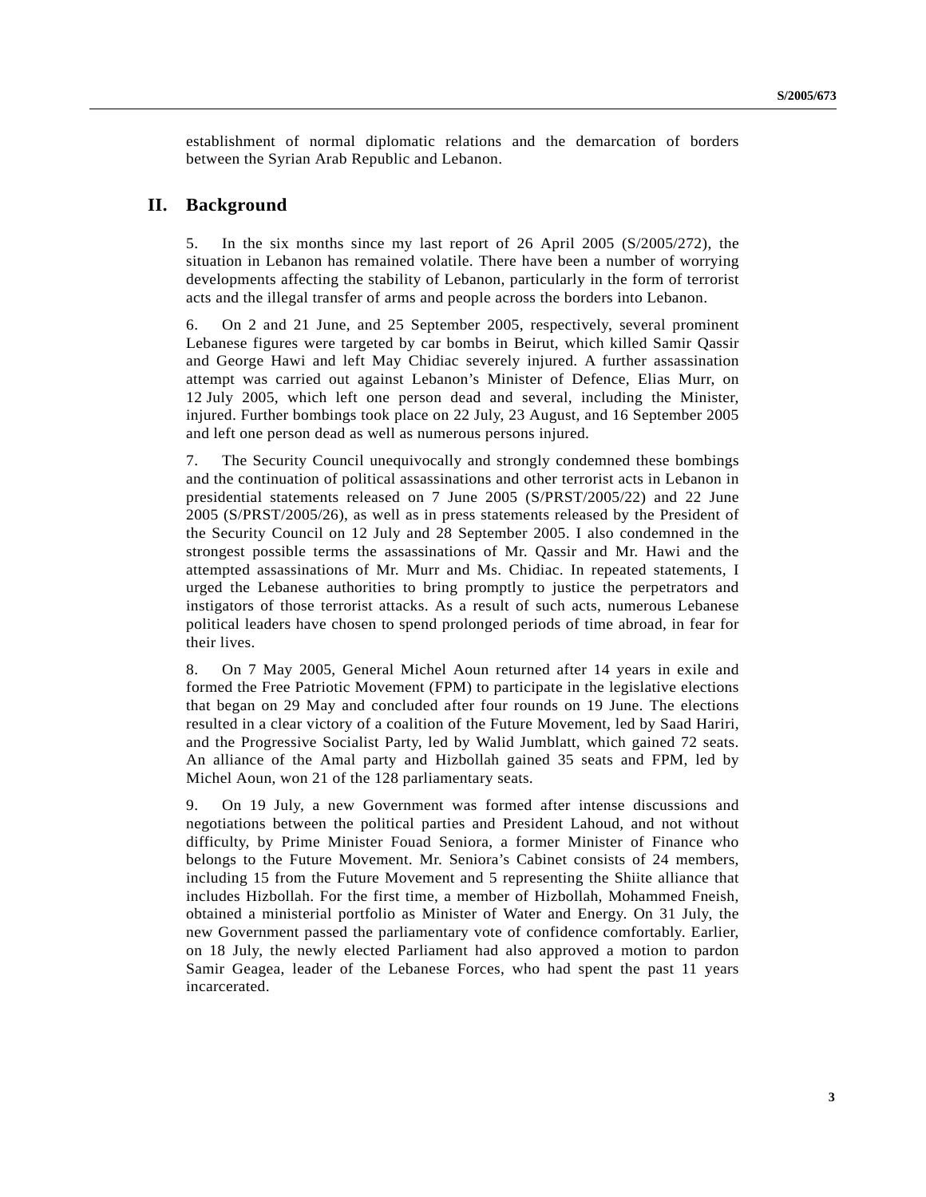establishment of normal diplomatic relations and the demarcation of borders between the Syrian Arab Republic and Lebanon.

## II. Background

5. In the six months since my last report of 26 April 2005 (S/2005/272), the situation in Lebanon has remained volatile. There have been a number of worrying developments affecting the stability of Lebanon, particularly in the form of terrorist acts and the illegal transfer of arms and people across the borders into Lebanon.

6. On 2 and 21 June, and 25 September 2005, respectively, several prominent Lebanese figures were targeted by car bombs in Beirut, which killed Samir Qassir and George Hawi and left May Chidiac severely injured. A further assassination attempt was carried out against Lebanon's Minister of Defence, Elias Murr, on 12 July 2005, which left one person dead and several, including the Minister, injured. Further bombings took place on 22 July, 23 August, and 16 September 2005 and left one person dead as well as numerous persons injured.

7. The Security Council unequivocally and strongly condemned these bombings and the continuation of political assassinations and other terrorist acts in Lebanon in presidential statements released on 7 June 2005 (S/PRST/2005/22) and 22 June 2005 (S/PRST/2005/26), as well as in press statements released by the President of the Security Council on 12 July and 28 September 2005. I also condemned in the strongest possible terms the assassinations of Mr. Qassir and Mr. Hawi and the attempted assassinations of Mr. Murr and Ms. Chidiac. In repeated statements, I urged the Lebanese authorities to bring promptly to justice the perpetrators and instigators of those terrorist attacks. As a result of such acts, numerous Lebanese political leaders have chosen to spend prolonged periods of time abroad, in fear for their lives.

8. On 7 May 2005, General Michel Aoun returned after 14 years in exile and formed the Free Patriotic Movement (FPM) to participate in the legislative elections that began on 29 May and concluded after four rounds on 19 June. The elections resulted in a clear victory of a coalition of the Future Movement, led by Saad Hariri, and the Progressive Socialist Party, led by Walid Jumblatt, which gained 72 seats. An alliance of the Amal party and Hizbollah gained 35 seats and FPM, led by Michel Aoun, won 21 of the 128 parliamentary seats.

9. On 19 July, a new Government was formed after intense discussions and negotiations between the political parties and President Lahoud, and not without difficulty, by Prime Minister Fouad Seniora, a former Minister of Finance who belongs to the Future Movement. Mr. Seniora's Cabinet consists of 24 members, including 15 from the Future Movement and 5 representing the Shiite alliance that includes Hizbollah. For the first time, a member of Hizbollah, Mohammed Fneish, obtained a ministerial portfolio as Minister of Water and Energy. On 31 July, the new Government passed the parliamentary vote of confidence comfortably. Earlier, on 18 July, the newly elected Parliament had also approved a motion to pardon Samir Geagea, leader of the Lebanese Forces, who had spent the past 11 years incarcerated.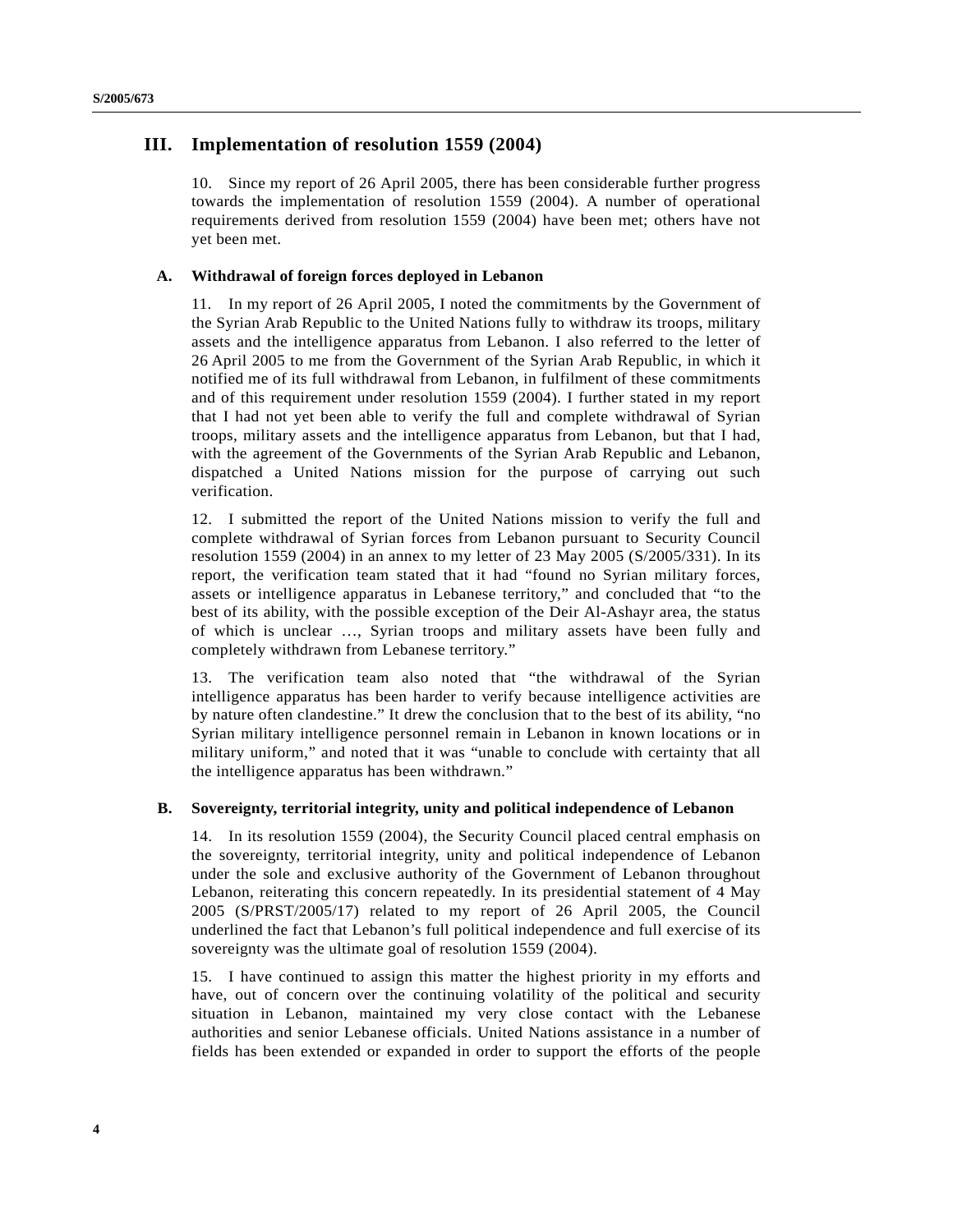## III. Implementation of resolution 1559 (2004)

10. Since my report of 26 April 2005, there has been considerable further progress towards the implementation of resolution 1559 (2004). A number of operational requirements derived from resolution 1559 (2004) have been met; others have not yet been met.

### A. Withdrawal of foreign forces deployed in Lebanon

11. In my report of 26 April 2005, I noted the commitments by the Government of the Syrian Arab Republic to the United Nations fully to withdraw its troops, military assets and the intelligence apparatus from Lebanon. I also referred to the letter of 26 April 2005 to me from the Government of the Syrian Arab Republic, in which it notified me of its full withdrawal from Lebanon, in fulfilment of these commitments and of this requirement under resolution 1559 (2004). I further stated in my report that I had not yet been able to verify the full and complete withdrawal of Syrian troops, military assets and the intelligence apparatus from Lebanon, but that I had, with the agreement of the Governments of the Syrian Arab Republic and Lebanon, dispatched a United Nations mission for the purpose of carrying out such verification.

12. I submitted the report of the United Nations mission to verify the full and complete withdrawal of Syrian forces from Lebanon pursuant to Security Council resolution 1559 (2004) in an annex to my letter of 23 May 2005 (S/2005/331). In its report, the verification team stated that it had "found no Syrian military forces, assets or intelligence apparatus in Lebanese territory," and concluded that "to the best of its ability, with the possible exception of the Deir Al-Ashayr area, the status of which is unclear …, Syrian troops and military assets have been fully and completely withdrawn from Lebanese territory."

13. The verification team also noted that "the withdrawal of the Syrian intelligence apparatus has been harder to verify because intelligence activities are by nature often clandestine." It drew the conclusion that to the best of its ability, "no Syrian military intelligence personnel remain in Lebanon in known locations or in military uniform," and noted that it was "unable to conclude with certainty that all the intelligence apparatus has been withdrawn."

### B. Sovereignty, territorial integrity, unity and political independence of Lebanon

14. In its resolution 1559 (2004), the Security Council placed central emphasis on the sovereignty, territorial integrity, unity and political independence of Lebanon under the sole and exclusive authority of the Government of Lebanon throughout Lebanon, reiterating this concern repeatedly. In its presidential statement of 4 May 2005 (S/PRST/2005/17) related to my report of 26 April 2005, the Council underlined the fact that Lebanon's full political independence and full exercise of its sovereignty was the ultimate goal of resolution 1559 (2004).

15. I have continued to assign this matter the highest priority in my efforts and have, out of concern over the continuing volatility of the political and security situation in Lebanon, maintained my very close contact with the Lebanese authorities and senior Lebanese officials. United Nations assistance in a number of fields has been extended or expanded in order to support the efforts of the people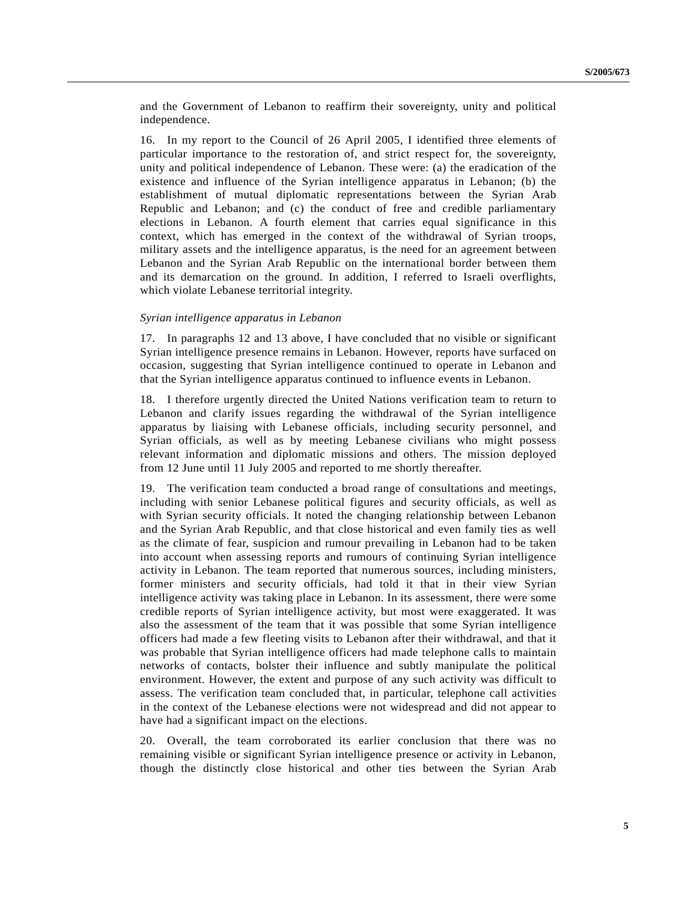and the Government of Lebanon to reaffirm their sovereignty, unity and political independence.

16. In my report to the Council of 26 April 2005, I identified three elements of particular importance to the restoration of, and strict respect for, the sovereignty, unity and political independence of Lebanon. These were: (a) the eradication of the existence and influence of the Syrian intelligence apparatus in Lebanon; (b) the establishment of mutual diplomatic representations between the Syrian Arab Republic and Lebanon; and (c) the conduct of free and credible parliamentary elections in Lebanon. A fourth element that carries equal significance in this context, which has emerged in the context of the withdrawal of Syrian troops, military assets and the intelligence apparatus, is the need for an agreement between Lebanon and the Syrian Arab Republic on the international border between them and its demarcation on the ground. In addition, I referred to Israeli overflights, which violate Lebanese territorial integrity.

*Syrian intelligence apparatus in Lebanon*

17. In paragraphs 12 and 13 above, I have concluded that no visible or significant Syrian intelligence presence remains in Lebanon. However, reports have surfaced on occasion, suggesting that Syrian intelligence continued to operate in Lebanon and that the Syrian intelligence apparatus continued to influence events in Lebanon.

18. I therefore urgently directed the United Nations verification team to return to Lebanon and clarify issues regarding the withdrawal of the Syrian intelligence apparatus by liaising with Lebanese officials, including security personnel, and Syrian officials, as well as by meeting Lebanese civilians who might possess relevant information and diplomatic missions and others. The mission deployed from 12 June until 11 July 2005 and reported to me shortly thereafter.

19. The verification team conducted a broad range of consultations and meetings, including with senior Lebanese political figures and security officials, as well as with Syrian security officials. It noted the changing relationship between Lebanon and the Syrian Arab Republic, and that close historical and even family ties as well as the climate of fear, suspicion and rumour prevailing in Lebanon had to be taken into account when assessing reports and rumours of continuing Syrian intelligence activity in Lebanon. The team reported that numerous sources, including ministers, former ministers and security officials, had told it that in their view Syrian intelligence activity was taking place in Lebanon. In its assessment, there were some credible reports of Syrian intelligence activity, but most were exaggerated. It was also the assessment of the team that it was possible that some Syrian intelligence officers had made a few fleeting visits to Lebanon after their withdrawal, and that it was probable that Syrian intelligence officers had made telephone calls to maintain networks of contacts, bolster their influence and subtly manipulate the political environment. However, the extent and purpose of any such activity was difficult to assess. The verification team concluded that, in particular, telephone call activities in the context of the Lebanese elections were not widespread and did not appear to have had a significant impact on the elections.

20. Overall, the team corroborated its earlier conclusion that there was no remaining visible or significant Syrian intelligence presence or activity in Lebanon, though the distinctly close historical and other ties between the Syrian Arab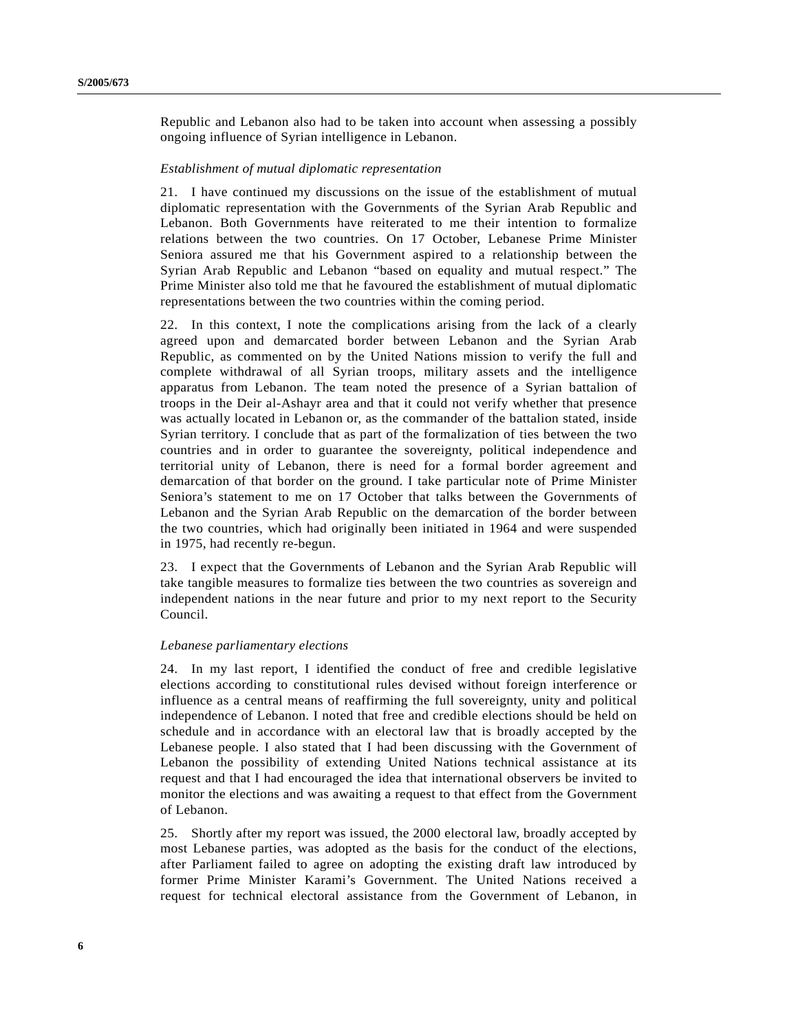Republic and Lebanon also had to be taken into account when assessing a possibly ongoing influence of Syrian intelligence in Lebanon.

*Establishment of mutual diplomatic representation*

21. I have continued my discussions on the issue of the establishment of mutual diplomatic representation with the Governments of the Syrian Arab Republic and Lebanon. Both Governments have reiterated to me their intention to formalize relations between the two countries. On 17 October, Lebanese Prime Minister Seniora assured me that his Government aspired to a relationship between the Syrian Arab Republic and Lebanon "based on equality and mutual respect." The Prime Minister also told me that he favoured the establishment of mutual diplomatic representations between the two countries within the coming period.

22. In this context, I note the complications arising from the lack of a clearly agreed upon and demarcated border between Lebanon and the Syrian Arab Republic, as commented on by the United Nations mission to verify the full and complete withdrawal of all Syrian troops, military assets and the intelligence apparatus from Lebanon. The team noted the presence of a Syrian battalion of troops in the Deir al-Ashayr area and that it could not verify whether that presence was actually located in Lebanon or, as the commander of the battalion stated, inside Syrian territory. I conclude that as part of the formalization of ties between the two countries and in order to guarantee the sovereignty, political independence and territorial unity of Lebanon, there is need for a formal border agreement and demarcation of that border on the ground. I take particular note of Prime Minister Seniora's statement to me on 17 October that talks between the Governments of Lebanon and the Syrian Arab Republic on the demarcation of the border between the two countries, which had originally been initiated in 1964 and were suspended in 1975, had recently re-begun.

23. I expect that the Governments of Lebanon and the Syrian Arab Republic will take tangible measures to formalize ties between the two countries as sovereign and independent nations in the near future and prior to my next report to the Security Council.

*Lebanese parliamentary elections*

24. In my last report, I identified the conduct of free and credible legislative elections according to constitutional rules devised without foreign interference or influence as a central means of reaffirming the full sovereignty, unity and political independence of Lebanon. I noted that free and credible elections should be held on schedule and in accordance with an electoral law that is broadly accepted by the Lebanese people. I also stated that I had been discussing with the Government of Lebanon the possibility of extending United Nations technical assistance at its request and that I had encouraged the idea that international observers be invited to monitor the elections and was awaiting a request to that effect from the Government of Lebanon.

25. Shortly after my report was issued, the 2000 electoral law, broadly accepted by most Lebanese parties, was adopted as the basis for the conduct of the elections, after Parliament failed to agree on adopting the existing draft law introduced by former Prime Minister Karami's Government. The United Nations received a request for technical electoral assistance from the Government of Lebanon, in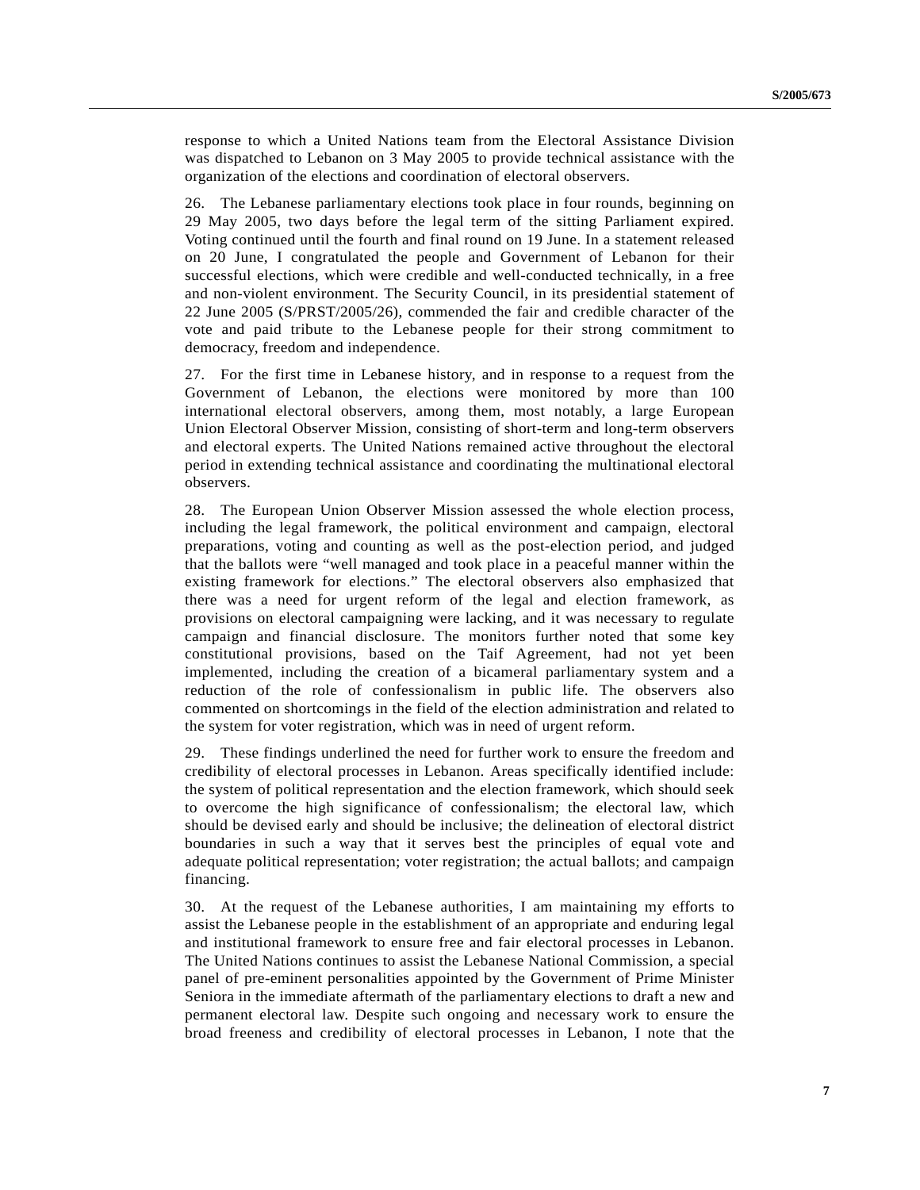response to which a United Nations team from the Electoral Assistance Division was dispatched to Lebanon on 3 May 2005 to provide technical assistance with the organization of the elections and coordination of electoral observers.

26. The Lebanese parliamentary elections took place in four rounds, beginning on 29 May 2005, two days before the legal term of the sitting Parliament expired. Voting continued until the fourth and final round on 19 June. In a statement released on 20 June, I congratulated the people and Government of Lebanon for their successful elections, which were credible and well-conducted technically, in a free and non-violent environment. The Security Council, in its presidential statement of 22 June 2005 (S/PRST/2005/26), commended the fair and credible character of the vote and paid tribute to the Lebanese people for their strong commitment to democracy, freedom and independence.

27. For the first time in Lebanese history, and in response to a request from the Government of Lebanon, the elections were monitored by more than 100 international electoral observers, among them, most notably, a large European Union Electoral Observer Mission, consisting of short-term and long-term observers and electoral experts. The United Nations remained active throughout the electoral period in extending technical assistance and coordinating the multinational electoral observers.

28. The European Union Observer Mission assessed the whole election process, including the legal framework, the political environment and campaign, electoral preparations, voting and counting as well as the post-election period, and judged that the ballots were "well managed and took place in a peaceful manner within the existing framework for elections." The electoral observers also emphasized that there was a need for urgent reform of the legal and election framework, as provisions on electoral campaigning were lacking, and it was necessary to regulate campaign and financial disclosure. The monitors further noted that some key constitutional provisions, based on the Taif Agreement, had not yet been implemented, including the creation of a bicameral parliamentary system and a reduction of the role of confessionalism in public life. The observers also commented on shortcomings in the field of the election administration and related to the system for voter registration, which was in need of urgent reform.

29. These findings underlined the need for further work to ensure the freedom and credibility of electoral processes in Lebanon. Areas specifically identified include: the system of political representation and the election framework, which should seek to overcome the high significance of confessionalism; the electoral law, which should be devised early and should be inclusive; the delineation of electoral district boundaries in such a way that it serves best the principles of equal vote and adequate political representation; voter registration; the actual ballots; and campaign financing.

30. At the request of the Lebanese authorities, I am maintaining my efforts to assist the Lebanese people in the establishment of an appropriate and enduring legal and institutional framework to ensure free and fair electoral processes in Lebanon. The United Nations continues to assist the Lebanese National Commission, a special panel of pre-eminent personalities appointed by the Government of Prime Minister Seniora in the immediate aftermath of the parliamentary elections to draft a new and permanent electoral law. Despite such ongoing and necessary work to ensure the broad freeness and credibility of electoral processes in Lebanon, I note that the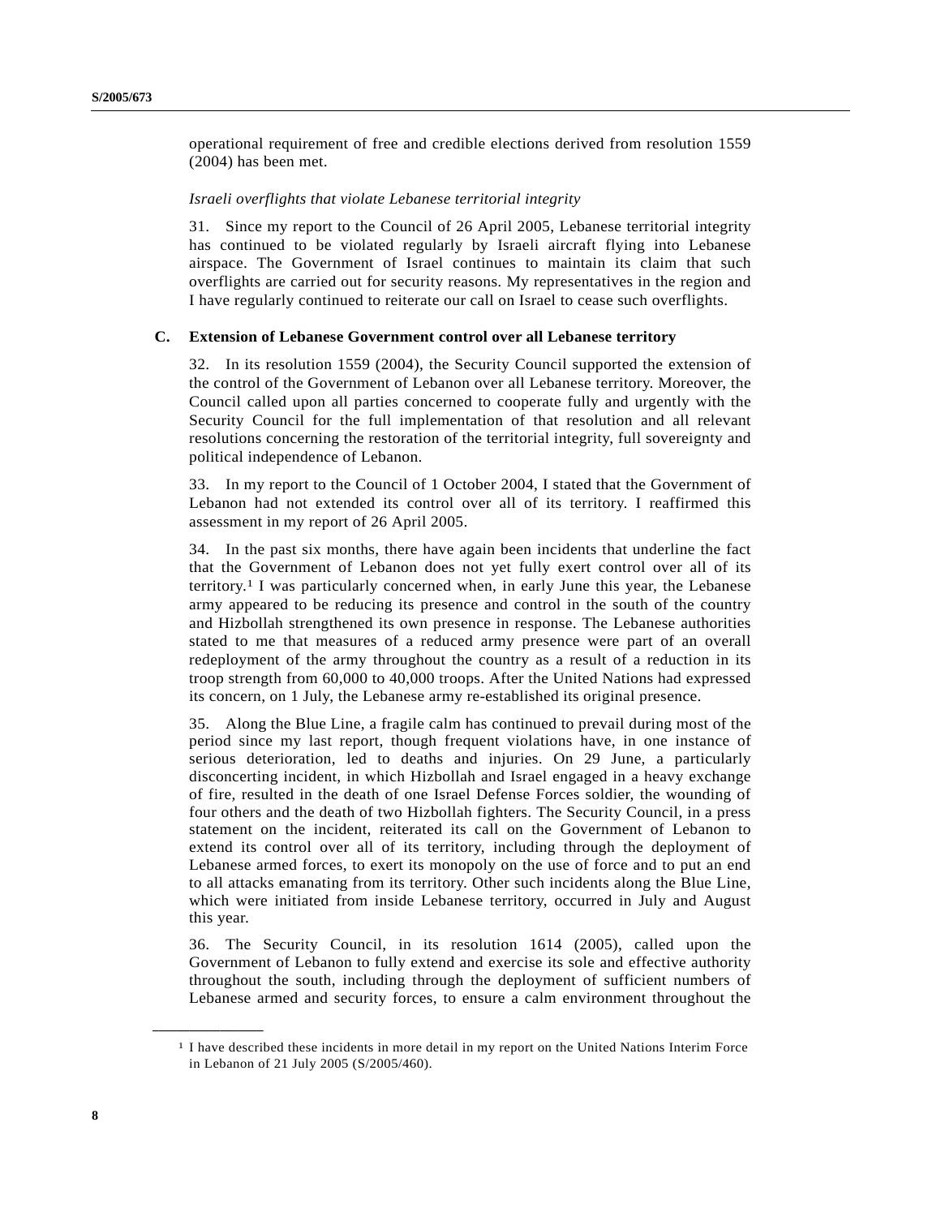operational requirement of free and credible elections derived from resolution 1559 (2004) has been met.

*Israeli overflights that violate Lebanese territorial integrity*

31. Since my report to the Council of 26 April 2005, Lebanese territorial integrity has continued to be violated regularly by Israeli aircraft flying into Lebanese airspace. The Government of Israel continues to maintain its claim that such overflights are carried out for security reasons. My representatives in the region and I have regularly continued to reiterate our call on Israel to cease such overflights.

### C. Extension of Lebanese Government control over all Lebanese territory

32. In its resolution 1559 (2004), the Security Council supported the extension of the control of the Government of Lebanon over all Lebanese territory. Moreover, the Council called upon all parties concerned to cooperate fully and urgently with the Security Council for the full implementation of that resolution and all relevant resolutions concerning the restoration of the territorial integrity, full sovereignty and political independence of Lebanon.

33. In my report to the Council of 1 October 2004, I stated that the Government of Lebanon had not extended its control over all of its territory. I reaffirmed this assessment in my report of 26 April 2005.

34. In the past six months, there have again been incidents that underline the fact that the Government of Lebanon does not yet fully exert control over all of its territory.[1] I was particularly concerned when, in early June this year, the Lebanese army appeared to be reducing its presence and control in the south of the country and Hizbollah strengthened its own presence in response. The Lebanese authorities stated to me that measures of a reduced army presence were part of an overall redeployment of the army throughout the country as a result of a reduction in its troop strength from 60,000 to 40,000 troops. After the United Nations had expressed its concern, on 1 July, the Lebanese army re-established its original presence.

35. Along the Blue Line, a fragile calm has continued to prevail during most of the period since my last report, though frequent violations have, in one instance of serious deterioration, led to deaths and injuries. On 29 June, a particularly disconcerting incident, in which Hizbollah and Israel engaged in a heavy exchange of fire, resulted in the death of one Israel Defense Forces soldier, the wounding of four others and the death of two Hizbollah fighters. The Security Council, in a press statement on the incident, reiterated its call on the Government of Lebanon to extend its control over all of its territory, including through the deployment of Lebanese armed forces, to exert its monopoly on the use of force and to put an end to all attacks emanating from its territory. Other such incidents along the Blue Line, which were initiated from inside Lebanese territory, occurred in July and August this year.

36. The Security Council, in its resolution 1614 (2005), called upon the Government of Lebanon to fully extend and exercise its sole and effective authority throughout the south, including through the deployment of sufficient numbers of Lebanese armed and security forces, to ensure a calm environment throughout the

---

[1] I have described these incidents in more detail in my report on the United Nations Interim Force in Lebanon of 21 July 2005 (S/2005/460).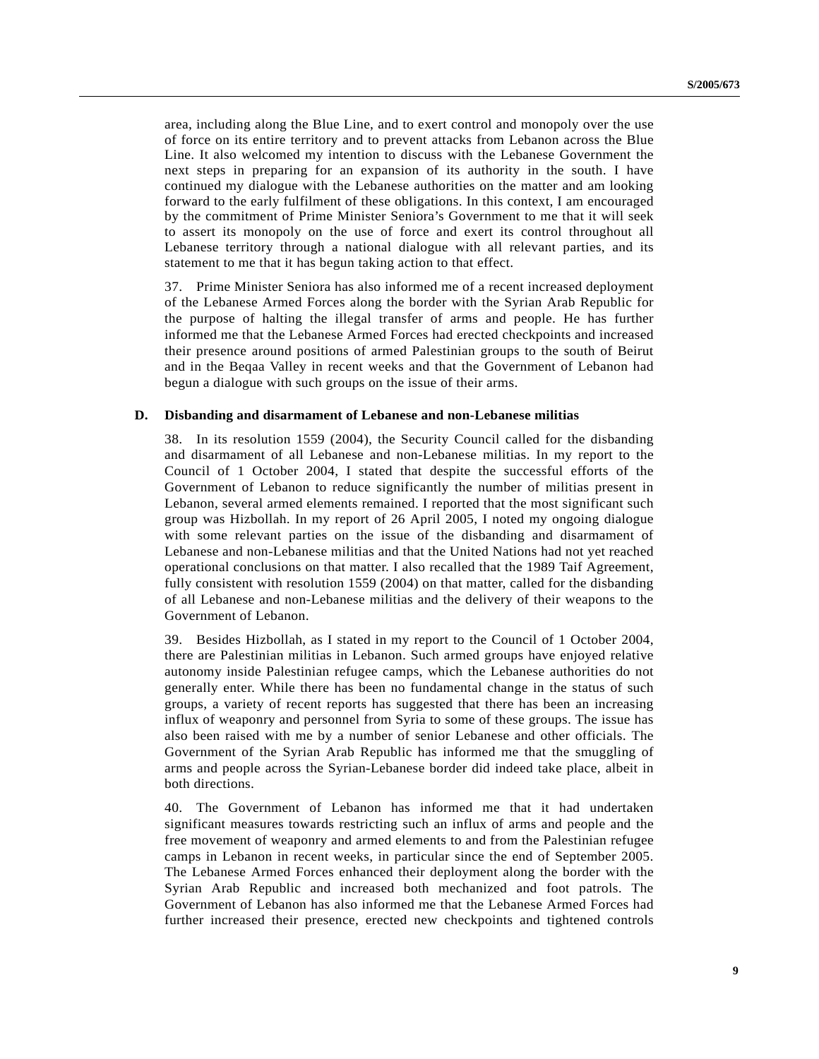area, including along the Blue Line, and to exert control and monopoly over the use of force on its entire territory and to prevent attacks from Lebanon across the Blue Line. It also welcomed my intention to discuss with the Lebanese Government the next steps in preparing for an expansion of its authority in the south. I have continued my dialogue with the Lebanese authorities on the matter and am looking forward to the early fulfilment of these obligations. In this context, I am encouraged by the commitment of Prime Minister Seniora's Government to me that it will seek to assert its monopoly on the use of force and exert its control throughout all Lebanese territory through a national dialogue with all relevant parties, and its statement to me that it has begun taking action to that effect.

37. Prime Minister Seniora has also informed me of a recent increased deployment of the Lebanese Armed Forces along the border with the Syrian Arab Republic for the purpose of halting the illegal transfer of arms and people. He has further informed me that the Lebanese Armed Forces had erected checkpoints and increased their presence around positions of armed Palestinian groups to the south of Beirut and in the Beqaa Valley in recent weeks and that the Government of Lebanon had begun a dialogue with such groups on the issue of their arms.

## D. Disbanding and disarmament of Lebanese and non-Lebanese militias

38. In its resolution 1559 (2004), the Security Council called for the disbanding and disarmament of all Lebanese and non-Lebanese militias. In my report to the Council of 1 October 2004, I stated that despite the successful efforts of the Government of Lebanon to reduce significantly the number of militias present in Lebanon, several armed elements remained. I reported that the most significant such group was Hizbollah. In my report of 26 April 2005, I noted my ongoing dialogue with some relevant parties on the issue of the disbanding and disarmament of Lebanese and non-Lebanese militias and that the United Nations had not yet reached operational conclusions on that matter. I also recalled that the 1989 Taif Agreement, fully consistent with resolution 1559 (2004) on that matter, called for the disbanding of all Lebanese and non-Lebanese militias and the delivery of their weapons to the Government of Lebanon.

39. Besides Hizbollah, as I stated in my report to the Council of 1 October 2004, there are Palestinian militias in Lebanon. Such armed groups have enjoyed relative autonomy inside Palestinian refugee camps, which the Lebanese authorities do not generally enter. While there has been no fundamental change in the status of such groups, a variety of recent reports has suggested that there has been an increasing influx of weaponry and personnel from Syria to some of these groups. The issue has also been raised with me by a number of senior Lebanese and other officials. The Government of the Syrian Arab Republic has informed me that the smuggling of arms and people across the Syrian-Lebanese border did indeed take place, albeit in both directions.

40. The Government of Lebanon has informed me that it had undertaken significant measures towards restricting such an influx of arms and people and the free movement of weaponry and armed elements to and from the Palestinian refugee camps in Lebanon in recent weeks, in particular since the end of September 2005. The Lebanese Armed Forces enhanced their deployment along the border with the Syrian Arab Republic and increased both mechanized and foot patrols. The Government of Lebanon has also informed me that the Lebanese Armed Forces had further increased their presence, erected new checkpoints and tightened controls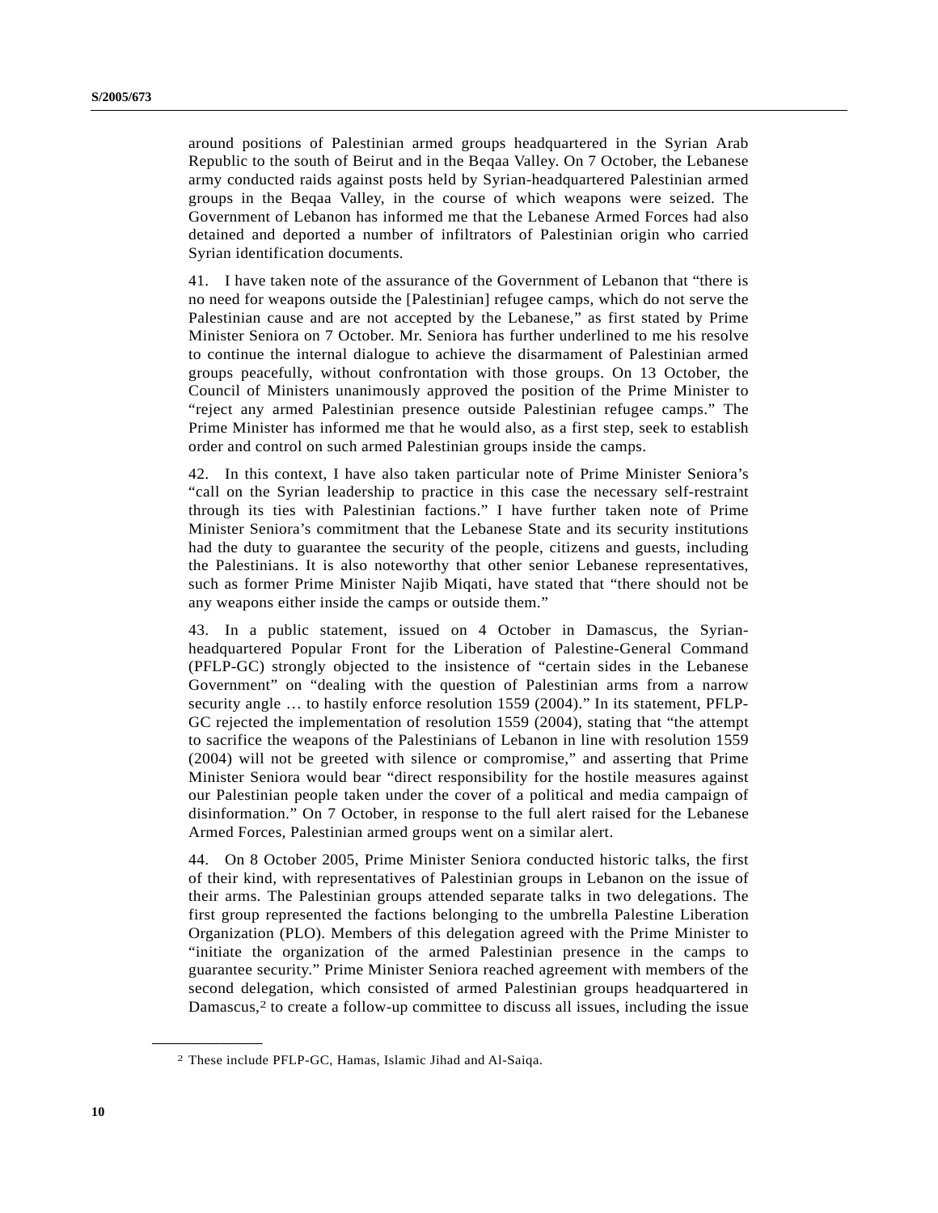around positions of Palestinian armed groups headquartered in the Syrian Arab Republic to the south of Beirut and in the Beqaa Valley. On 7 October, the Lebanese army conducted raids against posts held by Syrian-headquartered Palestinian armed groups in the Beqaa Valley, in the course of which weapons were seized. The Government of Lebanon has informed me that the Lebanese Armed Forces had also detained and deported a number of infiltrators of Palestinian origin who carried Syrian identification documents.

41. I have taken note of the assurance of the Government of Lebanon that "there is no need for weapons outside the [Palestinian] refugee camps, which do not serve the Palestinian cause and are not accepted by the Lebanese," as first stated by Prime Minister Seniora on 7 October. Mr. Seniora has further underlined to me his resolve to continue the internal dialogue to achieve the disarmament of Palestinian armed groups peacefully, without confrontation with those groups. On 13 October, the Council of Ministers unanimously approved the position of the Prime Minister to "reject any armed Palestinian presence outside Palestinian refugee camps." The Prime Minister has informed me that he would also, as a first step, seek to establish order and control on such armed Palestinian groups inside the camps.

42. In this context, I have also taken particular note of Prime Minister Seniora's "call on the Syrian leadership to practice in this case the necessary self-restraint through its ties with Palestinian factions." I have further taken note of Prime Minister Seniora's commitment that the Lebanese State and its security institutions had the duty to guarantee the security of the people, citizens and guests, including the Palestinians. It is also noteworthy that other senior Lebanese representatives, such as former Prime Minister Najib Miqati, have stated that "there should not be any weapons either inside the camps or outside them."

43. In a public statement, issued on 4 October in Damascus, the Syrian-headquartered Popular Front for the Liberation of Palestine-General Command (PFLP-GC) strongly objected to the insistence of "certain sides in the Lebanese Government" on "dealing with the question of Palestinian arms from a narrow security angle … to hastily enforce resolution 1559 (2004)." In its statement, PFLP-GC rejected the implementation of resolution 1559 (2004), stating that "the attempt to sacrifice the weapons of the Palestinians of Lebanon in line with resolution 1559 (2004) will not be greeted with silence or compromise," and asserting that Prime Minister Seniora would bear "direct responsibility for the hostile measures against our Palestinian people taken under the cover of a political and media campaign of disinformation." On 7 October, in response to the full alert raised for the Lebanese Armed Forces, Palestinian armed groups went on a similar alert.

44. On 8 October 2005, Prime Minister Seniora conducted historic talks, the first of their kind, with representatives of Palestinian groups in Lebanon on the issue of their arms. The Palestinian groups attended separate talks in two delegations. The first group represented the factions belonging to the umbrella Palestine Liberation Organization (PLO). Members of this delegation agreed with the Prime Minister to "initiate the organization of the armed Palestinian presence in the camps to guarantee security." Prime Minister Seniora reached agreement with members of the second delegation, which consisted of armed Palestinian groups headquartered in Damascus,[2] to create a follow-up committee to discuss all issues, including the issue

---

[2] These include PFLP-GC, Hamas, Islamic Jihad and Al-Saiqa.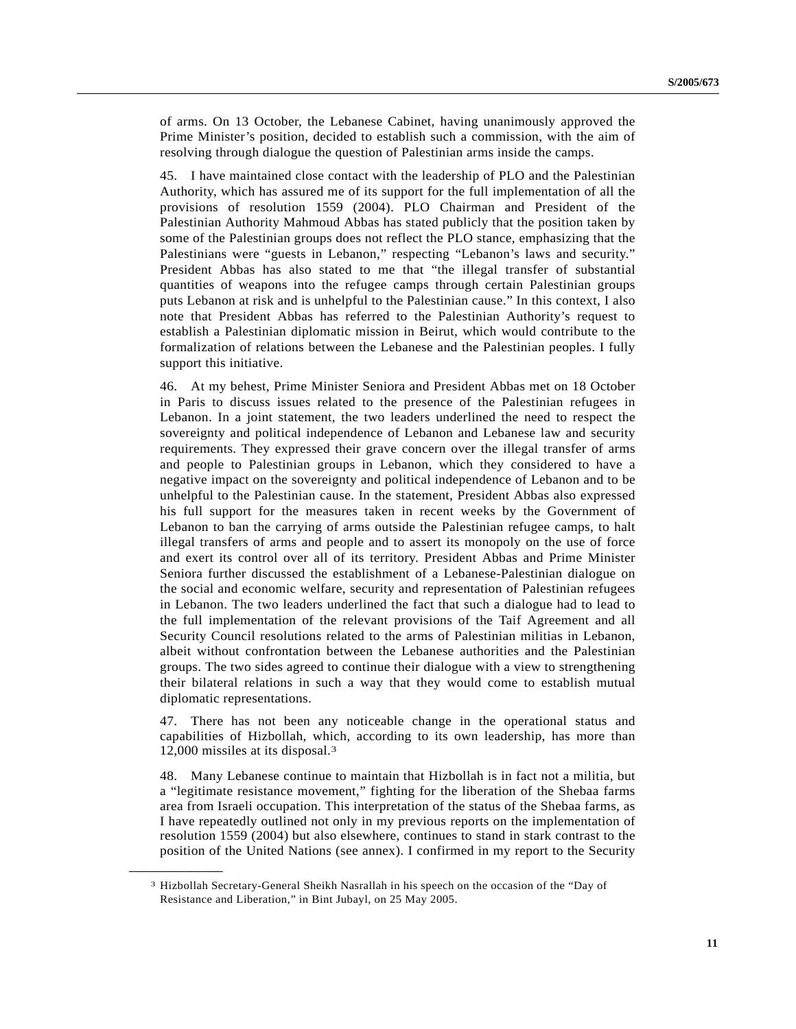of arms. On 13 October, the Lebanese Cabinet, having unanimously approved the Prime Minister's position, decided to establish such a commission, with the aim of resolving through dialogue the question of Palestinian arms inside the camps.

45. I have maintained close contact with the leadership of PLO and the Palestinian Authority, which has assured me of its support for the full implementation of all the provisions of resolution 1559 (2004). PLO Chairman and President of the Palestinian Authority Mahmoud Abbas has stated publicly that the position taken by some of the Palestinian groups does not reflect the PLO stance, emphasizing that the Palestinians were "guests in Lebanon," respecting "Lebanon's laws and security." President Abbas has also stated to me that "the illegal transfer of substantial quantities of weapons into the refugee camps through certain Palestinian groups puts Lebanon at risk and is unhelpful to the Palestinian cause." In this context, I also note that President Abbas has referred to the Palestinian Authority's request to establish a Palestinian diplomatic mission in Beirut, which would contribute to the formalization of relations between the Lebanese and the Palestinian peoples. I fully support this initiative.

46. At my behest, Prime Minister Seniora and President Abbas met on 18 October in Paris to discuss issues related to the presence of the Palestinian refugees in Lebanon. In a joint statement, the two leaders underlined the need to respect the sovereignty and political independence of Lebanon and Lebanese law and security requirements. They expressed their grave concern over the illegal transfer of arms and people to Palestinian groups in Lebanon, which they considered to have a negative impact on the sovereignty and political independence of Lebanon and to be unhelpful to the Palestinian cause. In the statement, President Abbas also expressed his full support for the measures taken in recent weeks by the Government of Lebanon to ban the carrying of arms outside the Palestinian refugee camps, to halt illegal transfers of arms and people and to assert its monopoly on the use of force and exert its control over all of its territory. President Abbas and Prime Minister Seniora further discussed the establishment of a Lebanese-Palestinian dialogue on the social and economic welfare, security and representation of Palestinian refugees in Lebanon. The two leaders underlined the fact that such a dialogue had to lead to the full implementation of the relevant provisions of the Taif Agreement and all Security Council resolutions related to the arms of Palestinian militias in Lebanon, albeit without confrontation between the Lebanese authorities and the Palestinian groups. The two sides agreed to continue their dialogue with a view to strengthening their bilateral relations in such a way that they would come to establish mutual diplomatic representations.

47. There has not been any noticeable change in the operational status and capabilities of Hizbollah, which, according to its own leadership, has more than 12,000 missiles at its disposal.[3]

48. Many Lebanese continue to maintain that Hizbollah is in fact not a militia, but a "legitimate resistance movement," fighting for the liberation of the Shebaa farms area from Israeli occupation. This interpretation of the status of the Shebaa farms, as I have repeatedly outlined not only in my previous reports on the implementation of resolution 1559 (2004) but also elsewhere, continues to stand in stark contrast to the position of the United Nations (see annex). I confirmed in my report to the Security

---

[3] Hizbollah Secretary-General Sheikh Nasrallah in his speech on the occasion of the "Day of Resistance and Liberation," in Bint Jubayl, on 25 May 2005.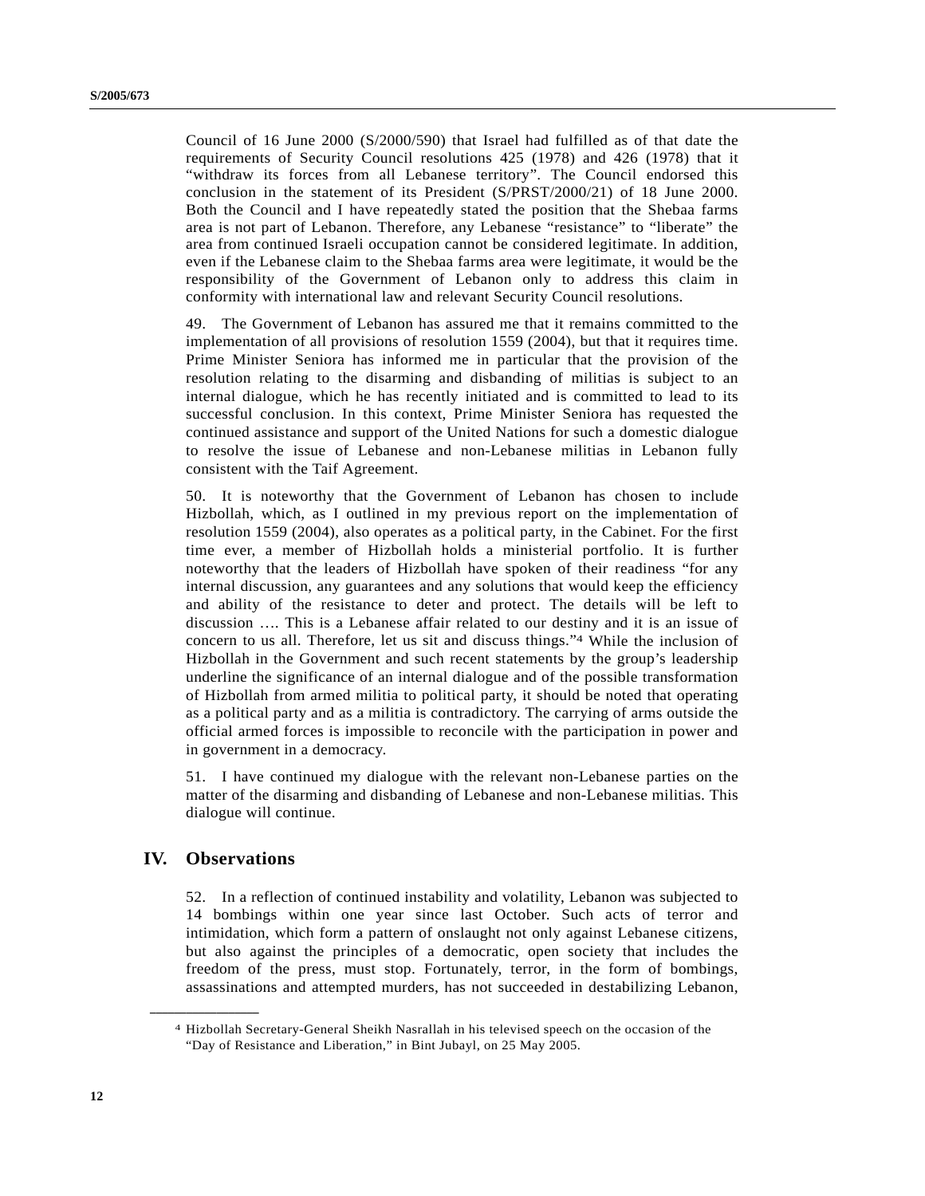Council of 16 June 2000 (S/2000/590) that Israel had fulfilled as of that date the requirements of Security Council resolutions 425 (1978) and 426 (1978) that it "withdraw its forces from all Lebanese territory". The Council endorsed this conclusion in the statement of its President (S/PRST/2000/21) of 18 June 2000. Both the Council and I have repeatedly stated the position that the Shebaa farms area is not part of Lebanon. Therefore, any Lebanese "resistance" to "liberate" the area from continued Israeli occupation cannot be considered legitimate. In addition, even if the Lebanese claim to the Shebaa farms area were legitimate, it would be the responsibility of the Government of Lebanon only to address this claim in conformity with international law and relevant Security Council resolutions.

49. The Government of Lebanon has assured me that it remains committed to the implementation of all provisions of resolution 1559 (2004), but that it requires time. Prime Minister Seniora has informed me in particular that the provision of the resolution relating to the disarming and disbanding of militias is subject to an internal dialogue, which he has recently initiated and is committed to lead to its successful conclusion. In this context, Prime Minister Seniora has requested the continued assistance and support of the United Nations for such a domestic dialogue to resolve the issue of Lebanese and non-Lebanese militias in Lebanon fully consistent with the Taif Agreement.

50. It is noteworthy that the Government of Lebanon has chosen to include Hizbollah, which, as I outlined in my previous report on the implementation of resolution 1559 (2004), also operates as a political party, in the Cabinet. For the first time ever, a member of Hizbollah holds a ministerial portfolio. It is further noteworthy that the leaders of Hizbollah have spoken of their readiness "for any internal discussion, any guarantees and any solutions that would keep the efficiency and ability of the resistance to deter and protect. The details will be left to discussion …. This is a Lebanese affair related to our destiny and it is an issue of concern to us all. Therefore, let us sit and discuss things."[4] While the inclusion of Hizbollah in the Government and such recent statements by the group's leadership underline the significance of an internal dialogue and of the possible transformation of Hizbollah from armed militia to political party, it should be noted that operating as a political party and as a militia is contradictory. The carrying of arms outside the official armed forces is impossible to reconcile with the participation in power and in government in a democracy.

51. I have continued my dialogue with the relevant non-Lebanese parties on the matter of the disarming and disbanding of Lebanese and non-Lebanese militias. This dialogue will continue.

## IV. Observations

52. In a reflection of continued instability and volatility, Lebanon was subjected to 14 bombings within one year since last October. Such acts of terror and intimidation, which form a pattern of onslaught not only against Lebanese citizens, but also against the principles of a democratic, open society that includes the freedom of the press, must stop. Fortunately, terror, in the form of bombings, assassinations and attempted murders, has not succeeded in destabilizing Lebanon,

---

[4] Hizbollah Secretary-General Sheikh Nasrallah in his televised speech on the occasion of the "Day of Resistance and Liberation," in Bint Jubayl, on 25 May 2005.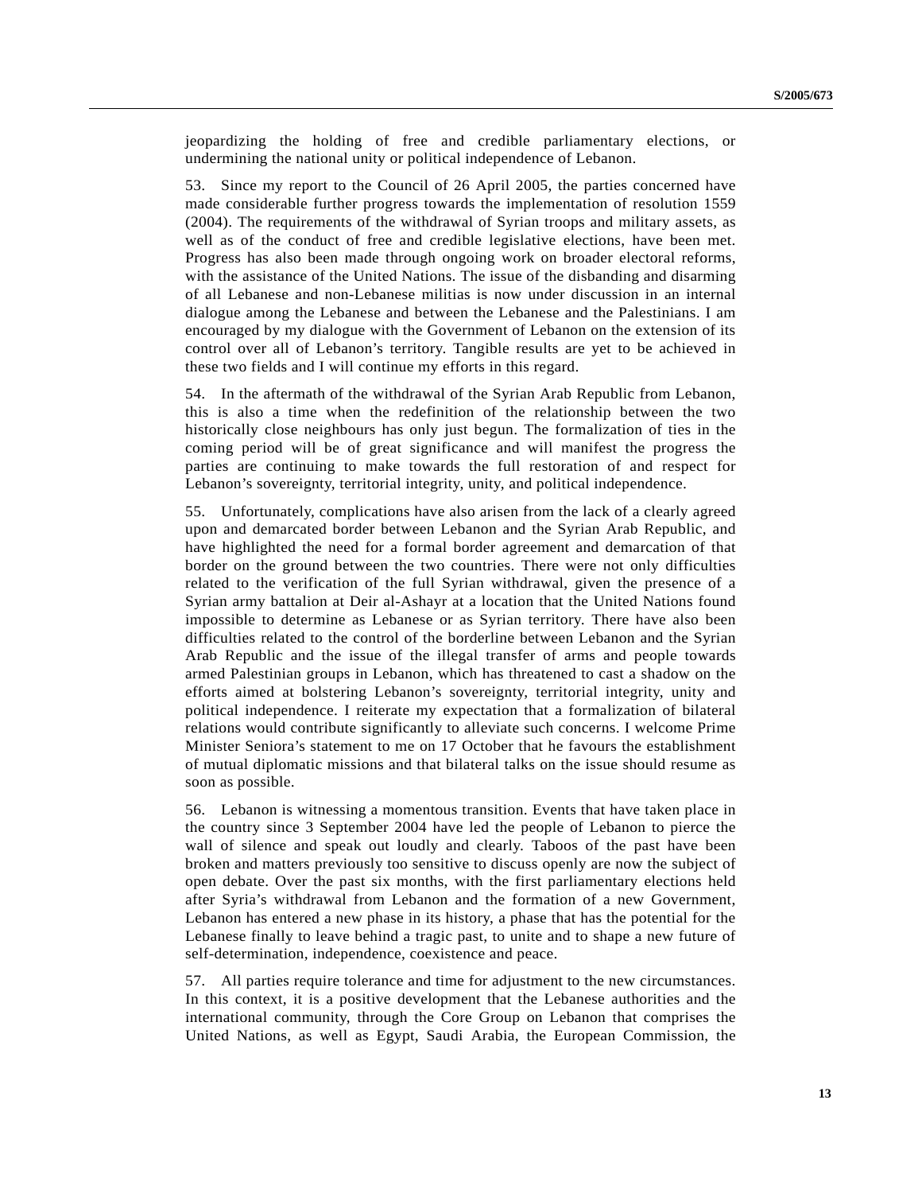jeopardizing the holding of free and credible parliamentary elections, or undermining the national unity or political independence of Lebanon.

53. Since my report to the Council of 26 April 2005, the parties concerned have made considerable further progress towards the implementation of resolution 1559 (2004). The requirements of the withdrawal of Syrian troops and military assets, as well as of the conduct of free and credible legislative elections, have been met. Progress has also been made through ongoing work on broader electoral reforms, with the assistance of the United Nations. The issue of the disbanding and disarming of all Lebanese and non-Lebanese militias is now under discussion in an internal dialogue among the Lebanese and between the Lebanese and the Palestinians. I am encouraged by my dialogue with the Government of Lebanon on the extension of its control over all of Lebanon's territory. Tangible results are yet to be achieved in these two fields and I will continue my efforts in this regard.

54. In the aftermath of the withdrawal of the Syrian Arab Republic from Lebanon, this is also a time when the redefinition of the relationship between the two historically close neighbours has only just begun. The formalization of ties in the coming period will be of great significance and will manifest the progress the parties are continuing to make towards the full restoration of and respect for Lebanon's sovereignty, territorial integrity, unity, and political independence.

55. Unfortunately, complications have also arisen from the lack of a clearly agreed upon and demarcated border between Lebanon and the Syrian Arab Republic, and have highlighted the need for a formal border agreement and demarcation of that border on the ground between the two countries. There were not only difficulties related to the verification of the full Syrian withdrawal, given the presence of a Syrian army battalion at Deir al-Ashayr at a location that the United Nations found impossible to determine as Lebanese or as Syrian territory. There have also been difficulties related to the control of the borderline between Lebanon and the Syrian Arab Republic and the issue of the illegal transfer of arms and people towards armed Palestinian groups in Lebanon, which has threatened to cast a shadow on the efforts aimed at bolstering Lebanon's sovereignty, territorial integrity, unity and political independence. I reiterate my expectation that a formalization of bilateral relations would contribute significantly to alleviate such concerns. I welcome Prime Minister Seniora's statement to me on 17 October that he favours the establishment of mutual diplomatic missions and that bilateral talks on the issue should resume as soon as possible.

56. Lebanon is witnessing a momentous transition. Events that have taken place in the country since 3 September 2004 have led the people of Lebanon to pierce the wall of silence and speak out loudly and clearly. Taboos of the past have been broken and matters previously too sensitive to discuss openly are now the subject of open debate. Over the past six months, with the first parliamentary elections held after Syria's withdrawal from Lebanon and the formation of a new Government, Lebanon has entered a new phase in its history, a phase that has the potential for the Lebanese finally to leave behind a tragic past, to unite and to shape a new future of self-determination, independence, coexistence and peace.

57. All parties require tolerance and time for adjustment to the new circumstances. In this context, it is a positive development that the Lebanese authorities and the international community, through the Core Group on Lebanon that comprises the United Nations, as well as Egypt, Saudi Arabia, the European Commission, the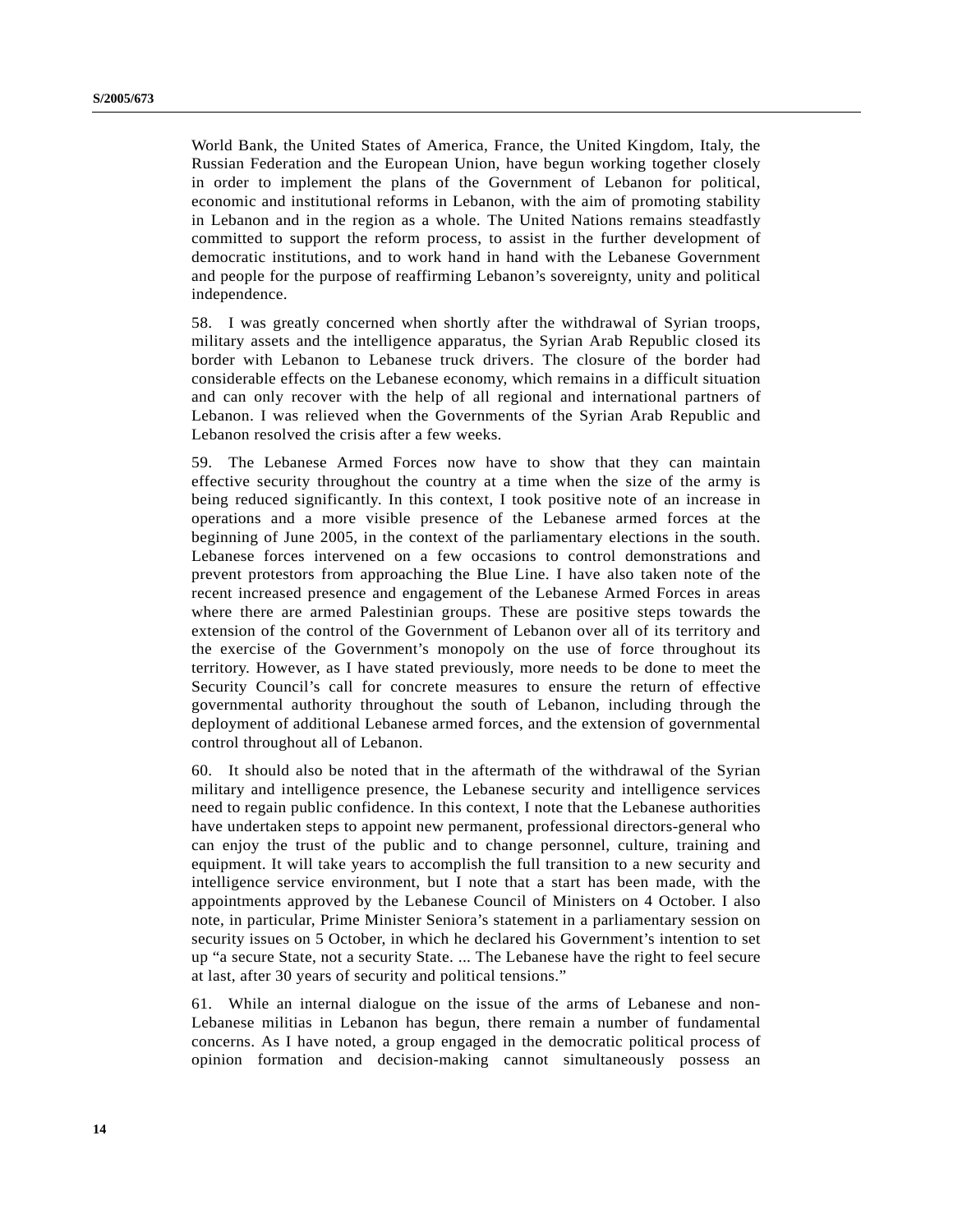World Bank, the United States of America, France, the United Kingdom, Italy, the Russian Federation and the European Union, have begun working together closely in order to implement the plans of the Government of Lebanon for political, economic and institutional reforms in Lebanon, with the aim of promoting stability in Lebanon and in the region as a whole. The United Nations remains steadfastly committed to support the reform process, to assist in the further development of democratic institutions, and to work hand in hand with the Lebanese Government and people for the purpose of reaffirming Lebanon's sovereignty, unity and political independence.

58. I was greatly concerned when shortly after the withdrawal of Syrian troops, military assets and the intelligence apparatus, the Syrian Arab Republic closed its border with Lebanon to Lebanese truck drivers. The closure of the border had considerable effects on the Lebanese economy, which remains in a difficult situation and can only recover with the help of all regional and international partners of Lebanon. I was relieved when the Governments of the Syrian Arab Republic and Lebanon resolved the crisis after a few weeks.

59. The Lebanese Armed Forces now have to show that they can maintain effective security throughout the country at a time when the size of the army is being reduced significantly. In this context, I took positive note of an increase in operations and a more visible presence of the Lebanese armed forces at the beginning of June 2005, in the context of the parliamentary elections in the south. Lebanese forces intervened on a few occasions to control demonstrations and prevent protestors from approaching the Blue Line. I have also taken note of the recent increased presence and engagement of the Lebanese Armed Forces in areas where there are armed Palestinian groups. These are positive steps towards the extension of the control of the Government of Lebanon over all of its territory and the exercise of the Government's monopoly on the use of force throughout its territory. However, as I have stated previously, more needs to be done to meet the Security Council's call for concrete measures to ensure the return of effective governmental authority throughout the south of Lebanon, including through the deployment of additional Lebanese armed forces, and the extension of governmental control throughout all of Lebanon.

60. It should also be noted that in the aftermath of the withdrawal of the Syrian military and intelligence presence, the Lebanese security and intelligence services need to regain public confidence. In this context, I note that the Lebanese authorities have undertaken steps to appoint new permanent, professional directors-general who can enjoy the trust of the public and to change personnel, culture, training and equipment. It will take years to accomplish the full transition to a new security and intelligence service environment, but I note that a start has been made, with the appointments approved by the Lebanese Council of Ministers on 4 October. I also note, in particular, Prime Minister Seniora's statement in a parliamentary session on security issues on 5 October, in which he declared his Government's intention to set up "a secure State, not a security State. ... The Lebanese have the right to feel secure at last, after 30 years of security and political tensions."

61. While an internal dialogue on the issue of the arms of Lebanese and non-Lebanese militias in Lebanon has begun, there remain a number of fundamental concerns. As I have noted, a group engaged in the democratic political process of opinion formation and decision-making cannot simultaneously possess an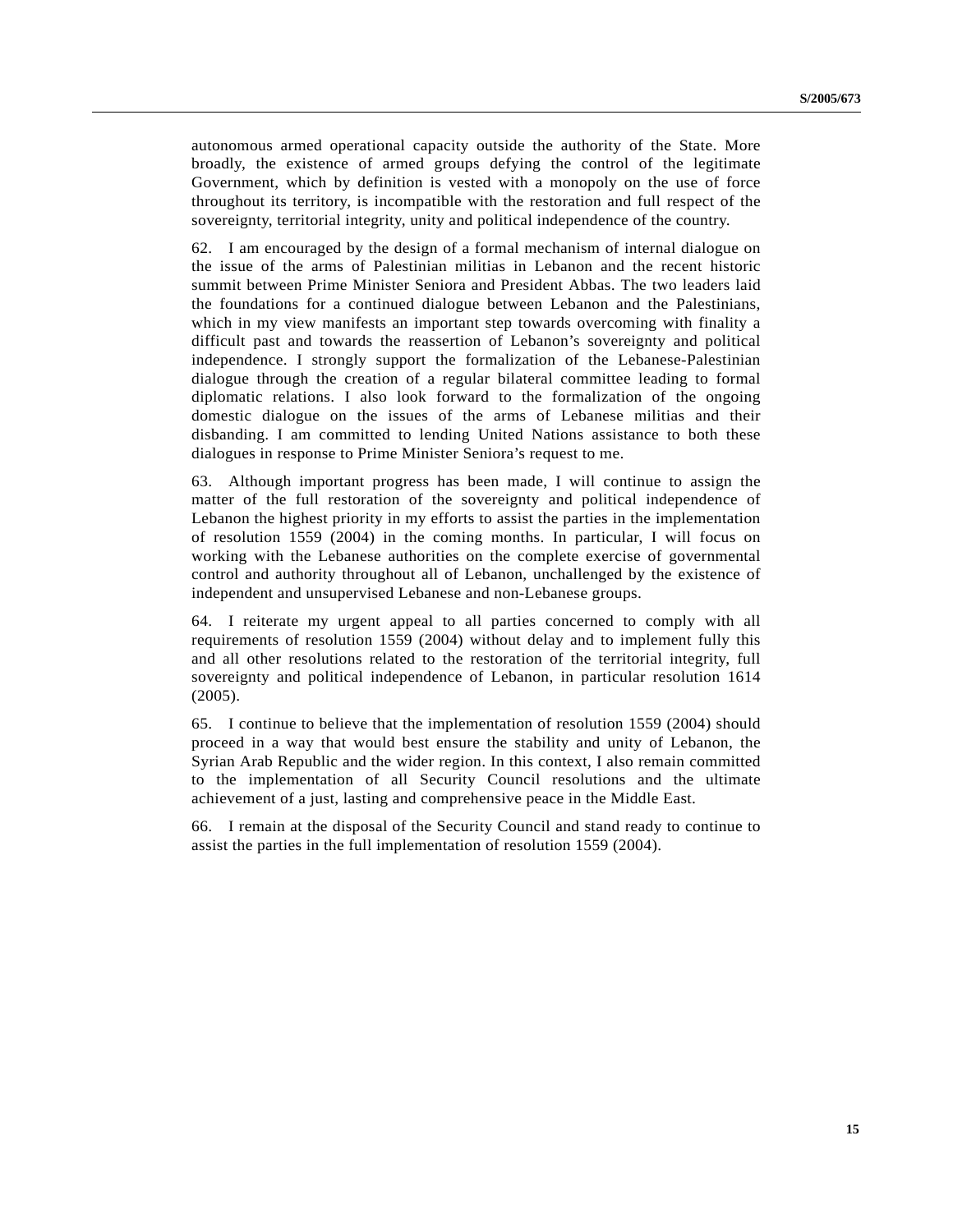autonomous armed operational capacity outside the authority of the State. More broadly, the existence of armed groups defying the control of the legitimate Government, which by definition is vested with a monopoly on the use of force throughout its territory, is incompatible with the restoration and full respect of the sovereignty, territorial integrity, unity and political independence of the country.

62. I am encouraged by the design of a formal mechanism of internal dialogue on the issue of the arms of Palestinian militias in Lebanon and the recent historic summit between Prime Minister Seniora and President Abbas. The two leaders laid the foundations for a continued dialogue between Lebanon and the Palestinians, which in my view manifests an important step towards overcoming with finality a difficult past and towards the reassertion of Lebanon's sovereignty and political independence. I strongly support the formalization of the Lebanese-Palestinian dialogue through the creation of a regular bilateral committee leading to formal diplomatic relations. I also look forward to the formalization of the ongoing domestic dialogue on the issues of the arms of Lebanese militias and their disbanding. I am committed to lending United Nations assistance to both these dialogues in response to Prime Minister Seniora's request to me.

63. Although important progress has been made, I will continue to assign the matter of the full restoration of the sovereignty and political independence of Lebanon the highest priority in my efforts to assist the parties in the implementation of resolution 1559 (2004) in the coming months. In particular, I will focus on working with the Lebanese authorities on the complete exercise of governmental control and authority throughout all of Lebanon, unchallenged by the existence of independent and unsupervised Lebanese and non-Lebanese groups.

64. I reiterate my urgent appeal to all parties concerned to comply with all requirements of resolution 1559 (2004) without delay and to implement fully this and all other resolutions related to the restoration of the territorial integrity, full sovereignty and political independence of Lebanon, in particular resolution 1614 (2005).

65. I continue to believe that the implementation of resolution 1559 (2004) should proceed in a way that would best ensure the stability and unity of Lebanon, the Syrian Arab Republic and the wider region. In this context, I also remain committed to the implementation of all Security Council resolutions and the ultimate achievement of a just, lasting and comprehensive peace in the Middle East.

66. I remain at the disposal of the Security Council and stand ready to continue to assist the parties in the full implementation of resolution 1559 (2004).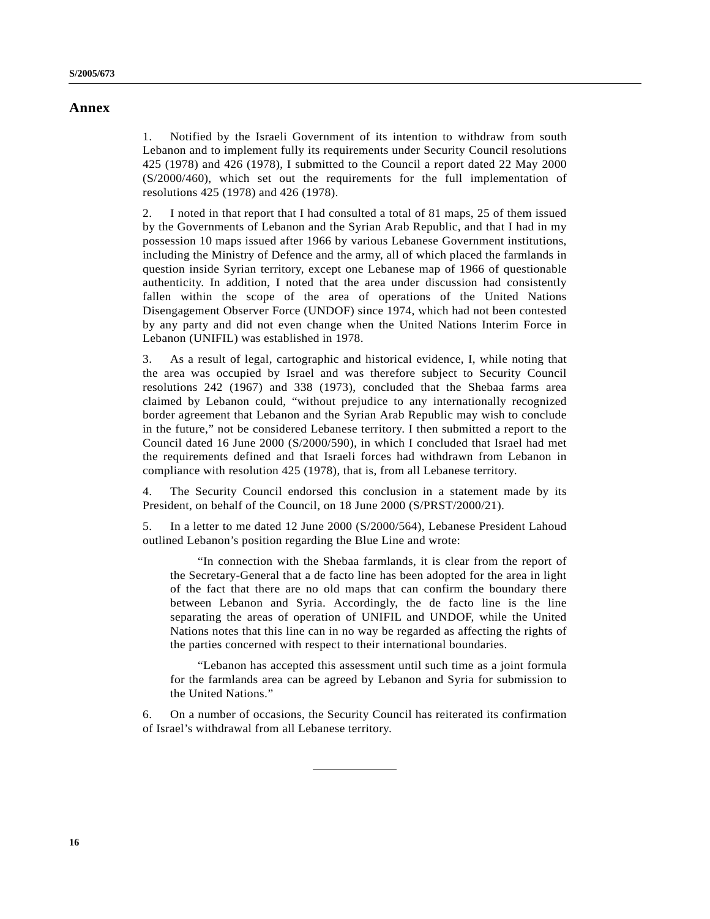# Annex

1. Notified by the Israeli Government of its intention to withdraw from south Lebanon and to implement fully its requirements under Security Council resolutions 425 (1978) and 426 (1978), I submitted to the Council a report dated 22 May 2000 (S/2000/460), which set out the requirements for the full implementation of resolutions 425 (1978) and 426 (1978).

2. I noted in that report that I had consulted a total of 81 maps, 25 of them issued by the Governments of Lebanon and the Syrian Arab Republic, and that I had in my possession 10 maps issued after 1966 by various Lebanese Government institutions, including the Ministry of Defence and the army, all of which placed the farmlands in question inside Syrian territory, except one Lebanese map of 1966 of questionable authenticity. In addition, I noted that the area under discussion had consistently fallen within the scope of the area of operations of the United Nations Disengagement Observer Force (UNDOF) since 1974, which had not been contested by any party and did not even change when the United Nations Interim Force in Lebanon (UNIFIL) was established in 1978.

3. As a result of legal, cartographic and historical evidence, I, while noting that the area was occupied by Israel and was therefore subject to Security Council resolutions 242 (1967) and 338 (1973), concluded that the Shebaa farms area claimed by Lebanon could, "without prejudice to any internationally recognized border agreement that Lebanon and the Syrian Arab Republic may wish to conclude in the future," not be considered Lebanese territory. I then submitted a report to the Council dated 16 June 2000 (S/2000/590), in which I concluded that Israel had met the requirements defined and that Israeli forces had withdrawn from Lebanon in compliance with resolution 425 (1978), that is, from all Lebanese territory.

4. The Security Council endorsed this conclusion in a statement made by its President, on behalf of the Council, on 18 June 2000 (S/PRST/2000/21).

5. In a letter to me dated 12 June 2000 (S/2000/564), Lebanese President Lahoud outlined Lebanon's position regarding the Blue Line and wrote:

> "In connection with the Shebaa farmlands, it is clear from the report of the Secretary-General that a de facto line has been adopted for the area in light of the fact that there are no old maps that can confirm the boundary there between Lebanon and Syria. Accordingly, the de facto line is the line separating the areas of operation of UNIFIL and UNDOF, while the United Nations notes that this line can in no way be regarded as affecting the rights of the parties concerned with respect to their international boundaries.
>
> "Lebanon has accepted this assessment until such time as a joint formula for the farmlands area can be agreed by Lebanon and Syria for submission to the United Nations."

6. On a number of occasions, the Security Council has reiterated its confirmation of Israel's withdrawal from all Lebanese territory.